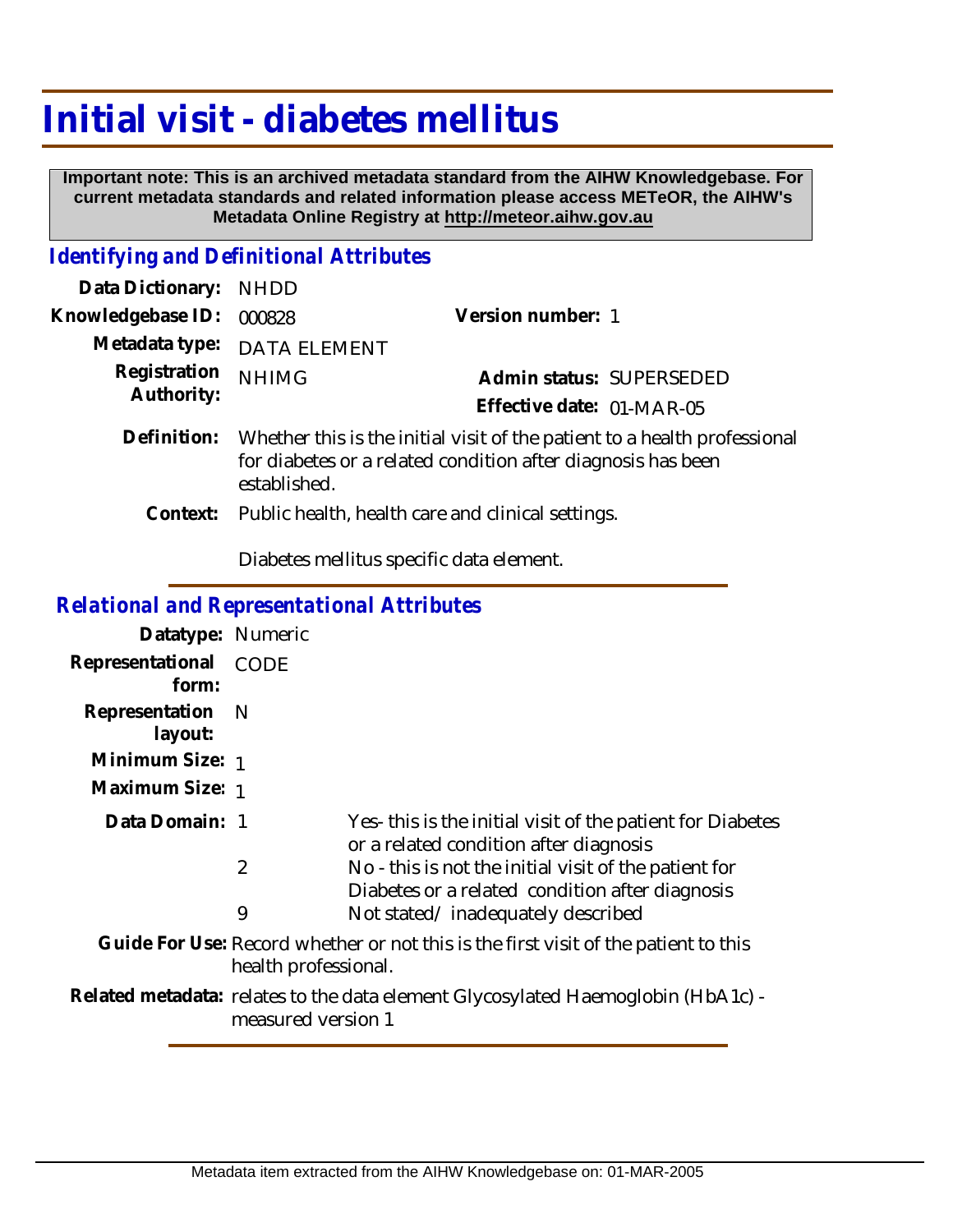# Initial visit - diabetes mellitus

**Important note: This is an archived metadata standard from the AIHW Knowledgebase. For current metadata standards and related information please access METeOR, the AIHW's Metadata Online Registry at http://meteor.aihw.gov.au**

## *Identifying and Definitional Attributes*

| | | | |
|---|---|---|---|
| **Data Dictionary:** | NHDD | | |
| **Knowledgebase ID:** | 000828 | **Version number:** | 1 |
| **Metadata type:** | DATA ELEMENT | | |
| **Registration Authority:** | NHIMG | **Admin status:** | SUPERSEDED |
| | | **Effective date:** | 01-MAR-05 |

**Definition:** Whether this is the initial visit of the patient to a health professional for diabetes or a related condition after diagnosis has been established.

**Context:** Public health, health care and clinical settings.

Diabetes mellitus specific data element.

## *Relational and Representational Attributes*

**Datatype:** Numeric

**Representational form:** CODE

**Representation layout:** N

**Minimum Size:** 1

**Maximum Size:** 1

**Data Domain:**

| | |
|---|---|
| 1 | Yes- this is the initial visit of the patient for Diabetes or a related condition after diagnosis |
| 2 | No - this is not the initial visit of the patient for Diabetes or a related condition after diagnosis |
| 9 | Not stated/ inadequately described |

**Guide For Use:** Record whether or not this is the first visit of the patient to this health professional.

**Related metadata:** relates to the data element Glycosylated Haemoglobin (HbA1c) - measured version 1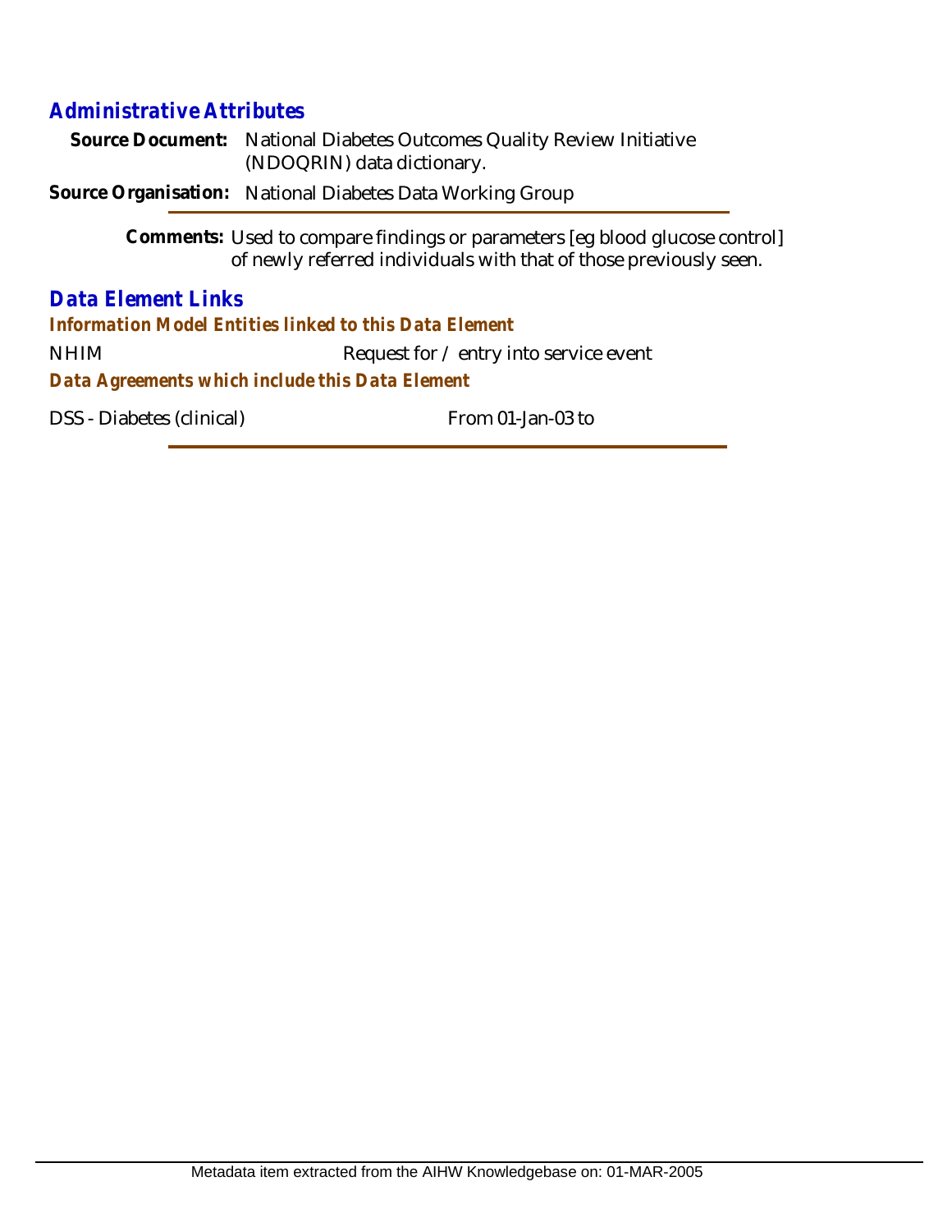## Administrative Attributes

**Source Document:** National Diabetes Outcomes Quality Review Initiative (NDOQRIN) data dictionary.

**Source Organisation:** National Diabetes Data Working Group

**Comments:** Used to compare findings or parameters [eg blood glucose control] of newly referred individuals with that of those previously seen.

## Data Element Links

### Information Model Entities linked to this Data Element

NHIM — Request for / entry into service event

### Data Agreements which include this Data Element

DSS - Diabetes (clinical) — From 01-Jan-03 to

Metadata item extracted from the AIHW Knowledgebase on: 01-MAR-2005